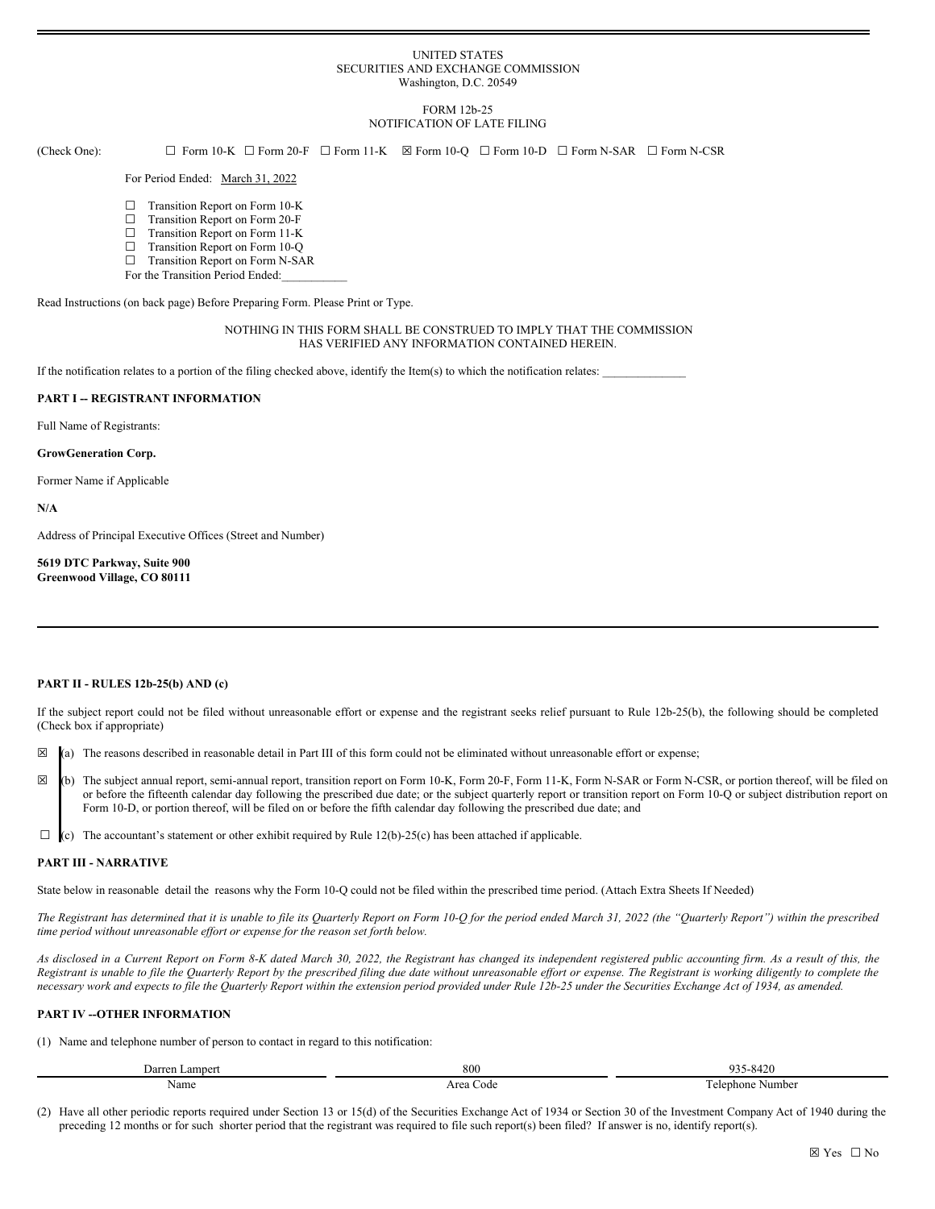UNITED STATES
SECURITIES AND EXCHANGE COMMISSION
Washington, D.C. 20549

FORM 12b-25
NOTIFICATION OF LATE FILING

(Check One): ☐ Form 10-K ☐ Form 20-F ☐ Form 11-K ☒ Form 10-Q ☐ Form 10-D ☐ Form N-SAR ☐ Form N-CSR

For Period Ended: March 31, 2022

☐ Transition Report on Form 10-K
☐ Transition Report on Form 20-F
☐ Transition Report on Form 11-K
☐ Transition Report on Form 10-Q
☐ Transition Report on Form N-SAR
For the Transition Period Ended:\_\_\_\_\_\_\_\_\_\_\_

Read Instructions (on back page) Before Preparing Form. Please Print or Type.

NOTHING IN THIS FORM SHALL BE CONSTRUED TO IMPLY THAT THE COMMISSION HAS VERIFIED ANY INFORMATION CONTAINED HEREIN.

If the notification relates to a portion of the filing checked above, identify the Item(s) to which the notification relates: \_\_\_\_\_\_\_\_\_\_\_\_\_\_

**PART I -- REGISTRANT INFORMATION**

Full Name of Registrants:

**GrowGeneration Corp.**

Former Name if Applicable

**N/A**

Address of Principal Executive Offices (Street and Number)

**5619 DTC Parkway, Suite 900**
**Greenwood Village, CO 80111**

---

**PART II - RULES 12b-25(b) AND (c)**

If the subject report could not be filed without unreasonable effort or expense and the registrant seeks relief pursuant to Rule 12b-25(b), the following should be completed (Check box if appropriate)

☒ (a) The reasons described in reasonable detail in Part III of this form could not be eliminated without unreasonable effort or expense;

☒ (b) The subject annual report, semi-annual report, transition report on Form 10-K, Form 20-F, Form 11-K, Form N-SAR or Form N-CSR, or portion thereof, will be filed on or before the fifteenth calendar day following the prescribed due date; or the subject quarterly report or transition report on Form 10-Q or subject distribution report on Form 10-D, or portion thereof, will be filed on or before the fifth calendar day following the prescribed due date; and

☐ (c) The accountant's statement or other exhibit required by Rule 12(b)-25(c) has been attached if applicable.

**PART III - NARRATIVE**

State below in reasonable detail the reasons why the Form 10-Q could not be filed within the prescribed time period. (Attach Extra Sheets If Needed)

*The Registrant has determined that it is unable to file its Quarterly Report on Form 10-Q for the period ended March 31, 2022 (the "Quarterly Report") within the prescribed time period without unreasonable effort or expense for the reason set forth below.*

*As disclosed in a Current Report on Form 8-K dated March 30, 2022, the Registrant has changed its independent registered public accounting firm. As a result of this, the Registrant is unable to file the Quarterly Report by the prescribed filing due date without unreasonable effort or expense. The Registrant is working diligently to complete the necessary work and expects to file the Quarterly Report within the extension period provided under Rule 12b-25 under the Securities Exchange Act of 1934, as amended.*

**PART IV --OTHER INFORMATION**

(1) Name and telephone number of person to contact in regard to this notification:

| Darren Lampert | 800 | 935-8420 |
|---|---|---|
| Name | Area Code | Telephone Number |

(2) Have all other periodic reports required under Section 13 or 15(d) of the Securities Exchange Act of 1934 or Section 30 of the Investment Company Act of 1940 during the preceding 12 months or for such shorter period that the registrant was required to file such report(s) been filed? If answer is no, identify report(s).

☒ Yes ☐ No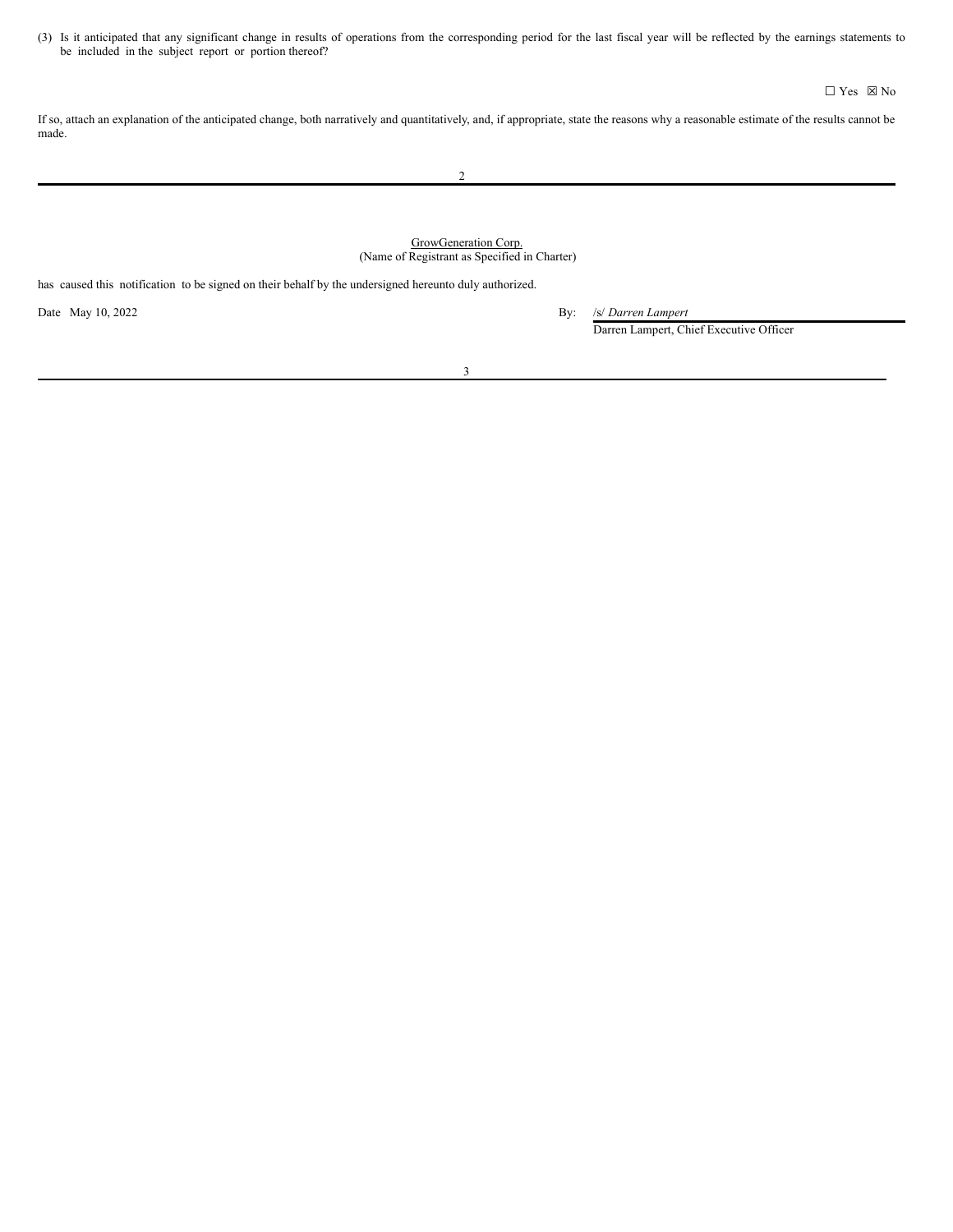(3) Is it anticipated that any significant change in results of operations from the corresponding period for the last fiscal year will be reflected by the earnings statements to be included in the subject report or portion thereof?

☐ Yes ☒ No

If so, attach an explanation of the anticipated change, both narratively and quantitatively, and, if appropriate, state the reasons why a reasonable estimate of the results cannot be made.

GrowGeneration Corp.
(Name of Registrant as Specified in Charter)

has caused this notification to be signed on their behalf by the undersigned hereunto duly authorized.

Date May 10, 2022

By: /s/ *Darren Lampert*
Darren Lampert, Chief Executive Officer